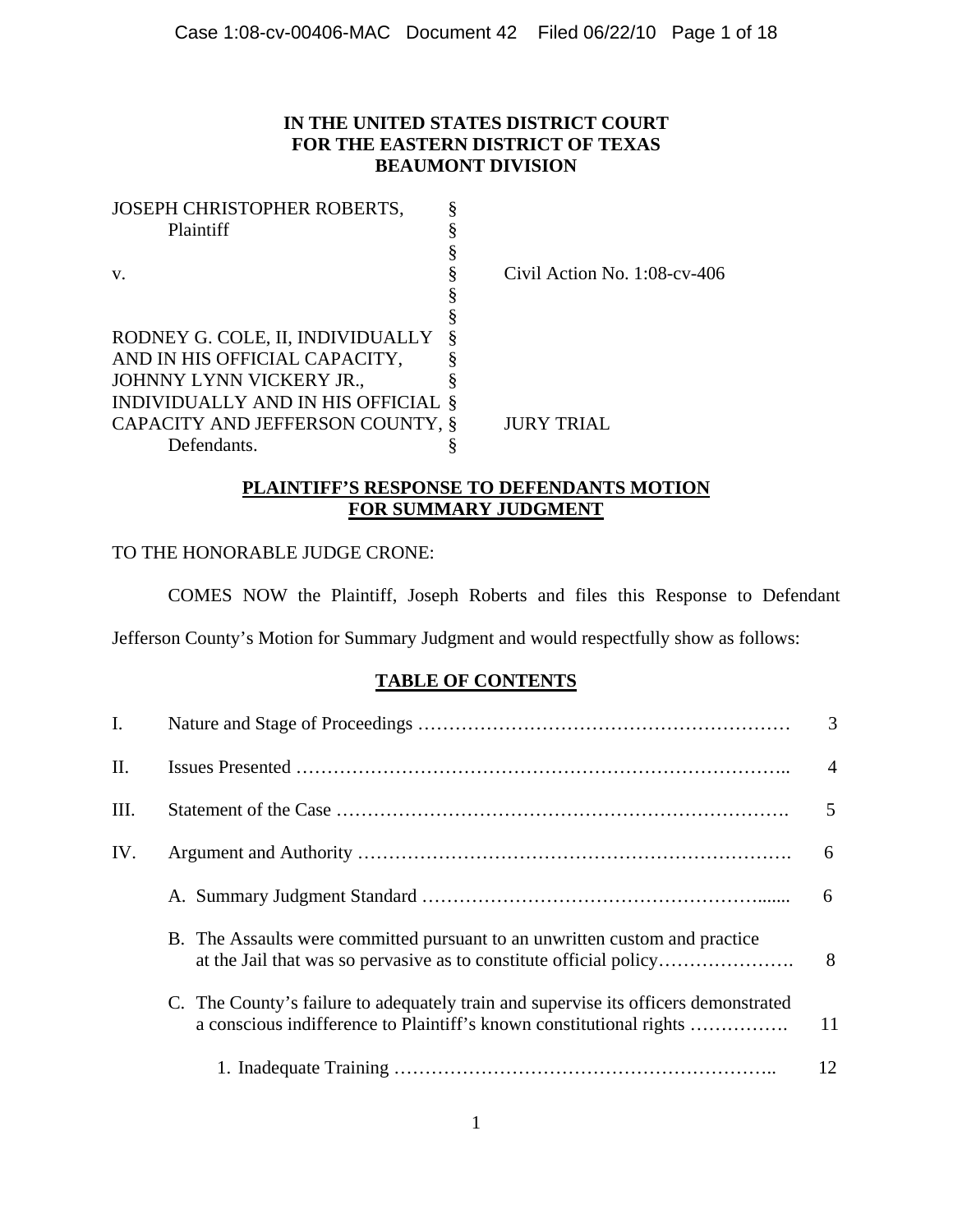**IN THE UNITED STATES DISTRICT COURT**
**FOR THE EASTERN DISTRICT OF TEXAS**
**BEAUMONT DIVISION**

| | | |
|---|---|---|
| JOSEPH CHRISTOPHER ROBERTS, Plaintiff | § | |
| | § | |
| v. | § | Civil Action No. 1:08-cv-406 |
| | § | |
| | § | |
| RODNEY G. COLE, II, INDIVIDUALLY AND IN HIS OFFICIAL CAPACITY, JOHNNY LYNN VICKERY JR., INDIVIDUALLY AND IN HIS OFFICIAL CAPACITY AND JEFFERSON COUNTY, | § | JURY TRIAL |
| Defendants. | § | |

**PLAINTIFF'S RESPONSE TO DEFENDANTS MOTION FOR SUMMARY JUDGMENT**

TO THE HONORABLE JUDGE CRONE:

COMES NOW the Plaintiff, Joseph Roberts and files this Response to Defendant Jefferson County's Motion for Summary Judgment and would respectfully show as follows:

**TABLE OF CONTENTS**

| | | |
|---|---|---|
| I. | Nature and Stage of Proceedings | 3 |
| II. | Issues Presented | 4 |
| III. | Statement of the Case | 5 |
| IV. | Argument and Authority | 6 |
| | A. Summary Judgment Standard | 6 |
| | B. The Assaults were committed pursuant to an unwritten custom and practice at the Jail that was so pervasive as to constitute official policy | 8 |
| | C. The County's failure to adequately train and supervise its officers demonstrated a conscious indifference to Plaintiff's known constitutional rights | 11 |
| | 1. Inadequate Training | 12 |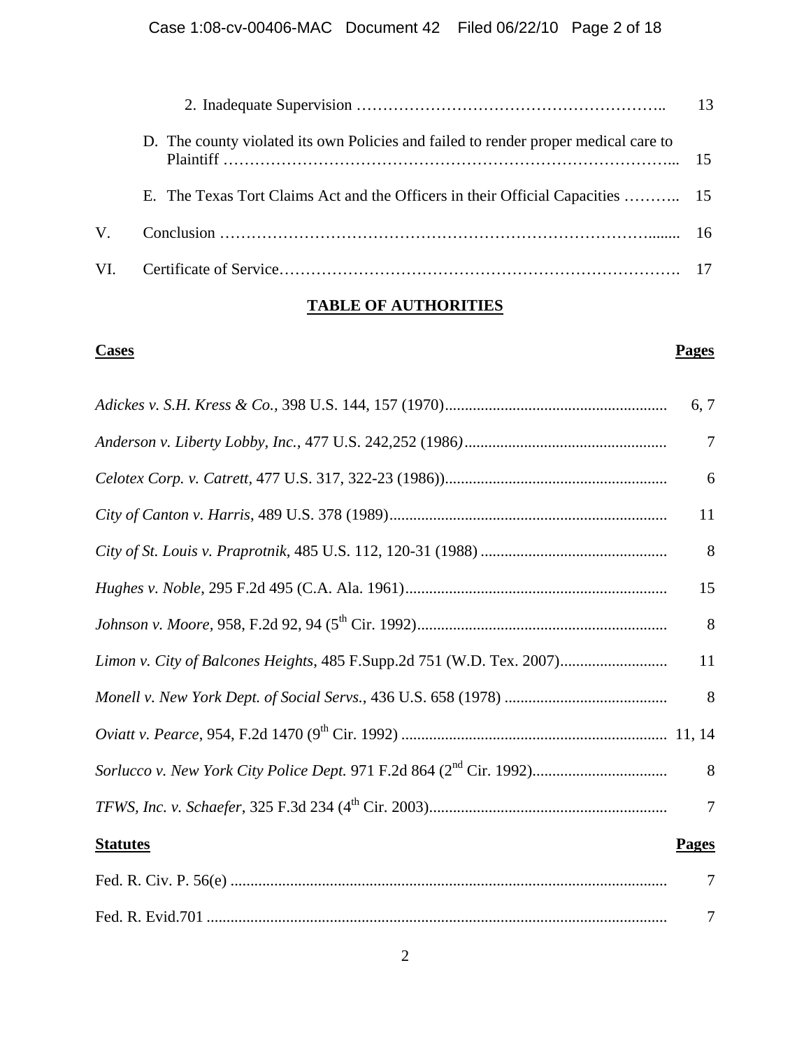| | | |
|---|---|---|
| | 2. Inadequate Supervision | 13 |
| | D. The county violated its own Policies and failed to render proper medical care to Plaintiff | 15 |
| | E. The Texas Tort Claims Act and the Officers in their Official Capacities | 15 |
| V. | Conclusion | 16 |
| VI. | Certificate of Service | 17 |

## TABLE OF AUTHORITIES

| **Cases** | **Pages** |
|---|---|
| *Adickes v. S.H. Kress & Co.*, 398 U.S. 144, 157 (1970) | 6, 7 |
| *Anderson v. Liberty Lobby, Inc.*, 477 U.S. 242,252 (1986) | 7 |
| *Celotex Corp. v. Catrett*, 477 U.S. 317, 322-23 (1986)) | 6 |
| *City of Canton v. Harris*, 489 U.S. 378 (1989) | 11 |
| *City of St. Louis v. Praprotnik*, 485 U.S. 112, 120-31 (1988) | 8 |
| *Hughes v. Noble*, 295 F.2d 495 (C.A. Ala. 1961) | 15 |
| *Johnson v. Moore,* 958, F.2d 92, 94 (5th Cir. 1992) | 8 |
| *Limon v. City of Balcones Heights*, 485 F.Supp.2d 751 (W.D. Tex. 2007) | 11 |
| *Monell v. New York Dept. of Social Servs.*, 436 U.S. 658 (1978) | 8 |
| *Oviatt v. Pearce*, 954, F.2d 1470 (9th Cir. 1992) | 11, 14 |
| *Sorlucco v. New York City Police Dept.* 971 F.2d 864 (2nd Cir. 1992) | 8 |
| *TFWS, Inc. v. Schaefer*, 325 F.3d 234 (4th Cir. 2003) | 7 |

| **Statutes** | **Pages** |
|---|---|
| Fed. R. Civ. P. 56(e) | 7 |
| Fed. R. Evid.701 | 7 |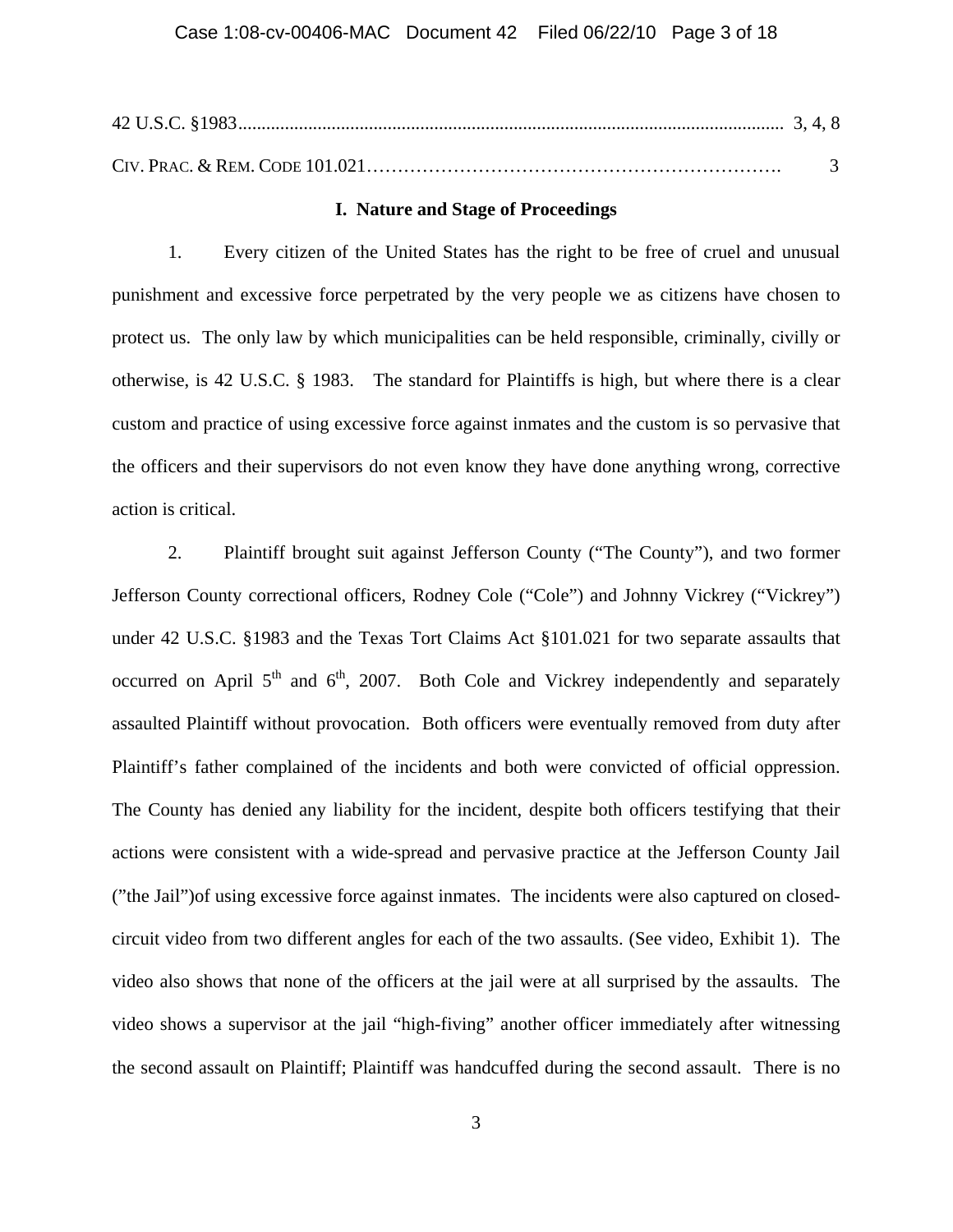42 U.S.C. §1983................................................................................................................. 3, 4, 8

CIV. PRAC. & REM. CODE 101.021………………………………………………………. 3

**I. Nature and Stage of Proceedings**

1. Every citizen of the United States has the right to be free of cruel and unusual punishment and excessive force perpetrated by the very people we as citizens have chosen to protect us. The only law by which municipalities can be held responsible, criminally, civilly or otherwise, is 42 U.S.C. § 1983. The standard for Plaintiffs is high, but where there is a clear custom and practice of using excessive force against inmates and the custom is so pervasive that the officers and their supervisors do not even know they have done anything wrong, corrective action is critical.

2. Plaintiff brought suit against Jefferson County ("The County"), and two former Jefferson County correctional officers, Rodney Cole ("Cole") and Johnny Vickrey ("Vickrey") under 42 U.S.C. §1983 and the Texas Tort Claims Act §101.021 for two separate assaults that occurred on April 5th and 6th, 2007. Both Cole and Vickrey independently and separately assaulted Plaintiff without provocation. Both officers were eventually removed from duty after Plaintiff's father complained of the incidents and both were convicted of official oppression. The County has denied any liability for the incident, despite both officers testifying that their actions were consistent with a wide-spread and pervasive practice at the Jefferson County Jail ("the Jail")of using excessive force against inmates. The incidents were also captured on closed-circuit video from two different angles for each of the two assaults. (See video, Exhibit 1). The video also shows that none of the officers at the jail were at all surprised by the assaults. The video shows a supervisor at the jail "high-fiving" another officer immediately after witnessing the second assault on Plaintiff; Plaintiff was handcuffed during the second assault. There is no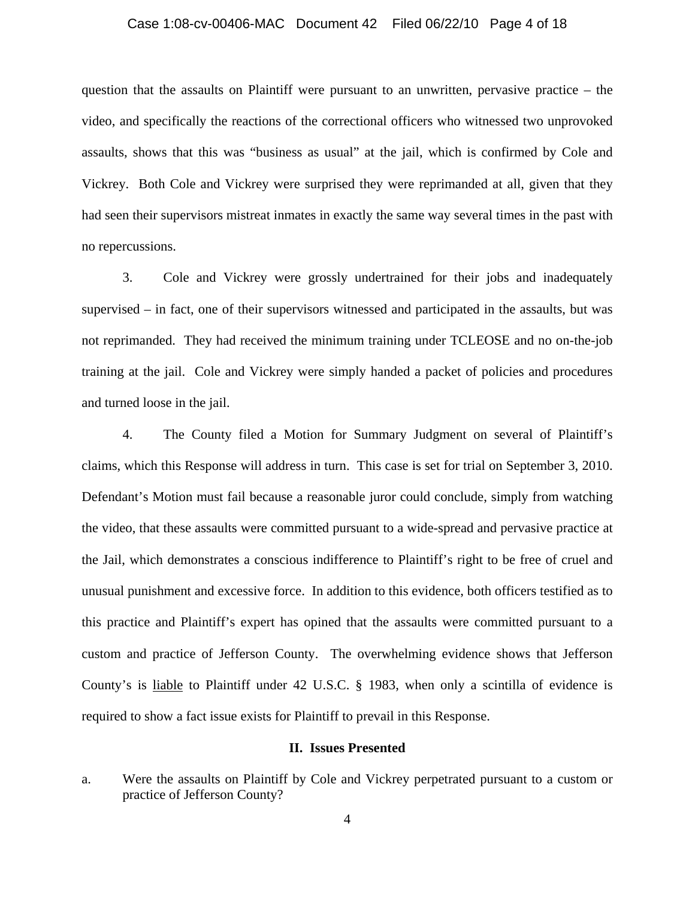question that the assaults on Plaintiff were pursuant to an unwritten, pervasive practice – the video, and specifically the reactions of the correctional officers who witnessed two unprovoked assaults, shows that this was "business as usual" at the jail, which is confirmed by Cole and Vickrey. Both Cole and Vickrey were surprised they were reprimanded at all, given that they had seen their supervisors mistreat inmates in exactly the same way several times in the past with no repercussions.

3. Cole and Vickrey were grossly undertrained for their jobs and inadequately supervised – in fact, one of their supervisors witnessed and participated in the assaults, but was not reprimanded. They had received the minimum training under TCLEOSE and no on-the-job training at the jail. Cole and Vickrey were simply handed a packet of policies and procedures and turned loose in the jail.

4. The County filed a Motion for Summary Judgment on several of Plaintiff's claims, which this Response will address in turn. This case is set for trial on September 3, 2010. Defendant's Motion must fail because a reasonable juror could conclude, simply from watching the video, that these assaults were committed pursuant to a wide-spread and pervasive practice at the Jail, which demonstrates a conscious indifference to Plaintiff's right to be free of cruel and unusual punishment and excessive force. In addition to this evidence, both officers testified as to this practice and Plaintiff's expert has opined that the assaults were committed pursuant to a custom and practice of Jefferson County. The overwhelming evidence shows that Jefferson County's is <u>liable</u> to Plaintiff under 42 U.S.C. § 1983, when only a scintilla of evidence is required to show a fact issue exists for Plaintiff to prevail in this Response.

## II. Issues Presented

a. Were the assaults on Plaintiff by Cole and Vickrey perpetrated pursuant to a custom or practice of Jefferson County?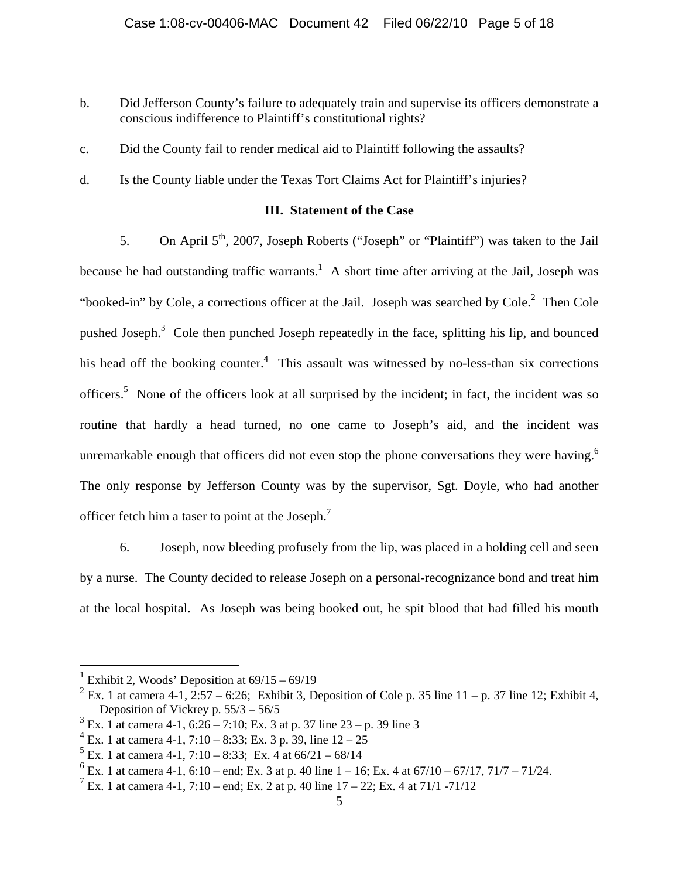b. Did Jefferson County's failure to adequately train and supervise its officers demonstrate a conscious indifference to Plaintiff's constitutional rights?

c. Did the County fail to render medical aid to Plaintiff following the assaults?

d. Is the County liable under the Texas Tort Claims Act for Plaintiff's injuries?

### III. Statement of the Case

5. On April 5th, 2007, Joseph Roberts ("Joseph" or "Plaintiff") was taken to the Jail because he had outstanding traffic warrants.[1] A short time after arriving at the Jail, Joseph was "booked-in" by Cole, a corrections officer at the Jail. Joseph was searched by Cole.[2] Then Cole pushed Joseph.[3] Cole then punched Joseph repeatedly in the face, splitting his lip, and bounced his head off the booking counter.[4] This assault was witnessed by no-less-than six corrections officers.[5] None of the officers look at all surprised by the incident; in fact, the incident was so routine that hardly a head turned, no one came to Joseph's aid, and the incident was unremarkable enough that officers did not even stop the phone conversations they were having.[6] The only response by Jefferson County was by the supervisor, Sgt. Doyle, who had another officer fetch him a taser to point at the Joseph.[7]

6. Joseph, now bleeding profusely from the lip, was placed in a holding cell and seen by a nurse. The County decided to release Joseph on a personal-recognizance bond and treat him at the local hospital. As Joseph was being booked out, he spit blood that had filled his mouth

---

[1] Exhibit 2, Woods' Deposition at 69/15 – 69/19

[2] Ex. 1 at camera 4-1, 2:57 – 6:26; Exhibit 3, Deposition of Cole p. 35 line 11 – p. 37 line 12; Exhibit 4, Deposition of Vickrey p. 55/3 – 56/5

[3] Ex. 1 at camera 4-1, 6:26 – 7:10; Ex. 3 at p. 37 line 23 – p. 39 line 3

[4] Ex. 1 at camera 4-1, 7:10 – 8:33; Ex. 3 p. 39, line 12 – 25

[5] Ex. 1 at camera 4-1, 7:10 – 8:33; Ex. 4 at 66/21 – 68/14

[6] Ex. 1 at camera 4-1, 6:10 – end; Ex. 3 at p. 40 line 1 – 16; Ex. 4 at 67/10 – 67/17, 71/7 – 71/24.

[7] Ex. 1 at camera 4-1, 7:10 – end; Ex. 2 at p. 40 line 17 – 22; Ex. 4 at 71/1 -71/12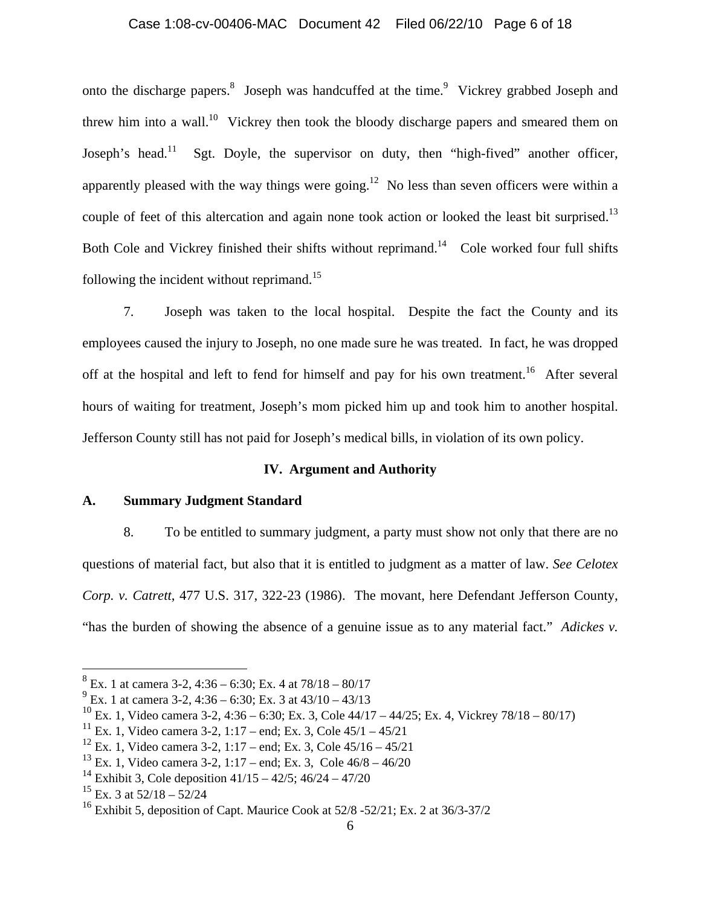onto the discharge papers.[8] Joseph was handcuffed at the time.[9] Vickrey grabbed Joseph and threw him into a wall.[10] Vickrey then took the bloody discharge papers and smeared them on Joseph's head.[11] Sgt. Doyle, the supervisor on duty, then "high-fived" another officer, apparently pleased with the way things were going.[12] No less than seven officers were within a couple of feet of this altercation and again none took action or looked the least bit surprised.[13] Both Cole and Vickrey finished their shifts without reprimand.[14] Cole worked four full shifts following the incident without reprimand.[15]

7. Joseph was taken to the local hospital. Despite the fact the County and its employees caused the injury to Joseph, no one made sure he was treated. In fact, he was dropped off at the hospital and left to fend for himself and pay for his own treatment.[16] After several hours of waiting for treatment, Joseph's mom picked him up and took him to another hospital. Jefferson County still has not paid for Joseph's medical bills, in violation of its own policy.

## IV. Argument and Authority

### A. Summary Judgment Standard

8. To be entitled to summary judgment, a party must show not only that there are no questions of material fact, but also that it is entitled to judgment as a matter of law. *See Celotex Corp. v. Catrett*, 477 U.S. 317, 322-23 (1986). The movant, here Defendant Jefferson County, "has the burden of showing the absence of a genuine issue as to any material fact." *Adickes v.*

---

[8] Ex. 1 at camera 3-2, 4:36 – 6:30; Ex. 4 at 78/18 – 80/17

[9] Ex. 1 at camera 3-2, 4:36 – 6:30; Ex. 3 at 43/10 – 43/13

[10] Ex. 1, Video camera 3-2, 4:36 – 6:30; Ex. 3, Cole 44/17 – 44/25; Ex. 4, Vickrey 78/18 – 80/17)

[11] Ex. 1, Video camera 3-2, 1:17 – end; Ex. 3, Cole 45/1 – 45/21

[12] Ex. 1, Video camera 3-2, 1:17 – end; Ex. 3, Cole 45/16 – 45/21

[13] Ex. 1, Video camera 3-2, 1:17 – end; Ex. 3, Cole 46/8 – 46/20

[14] Exhibit 3, Cole deposition 41/15 – 42/5; 46/24 – 47/20

[15] Ex. 3 at 52/18 – 52/24

[16] Exhibit 5, deposition of Capt. Maurice Cook at 52/8 -52/21; Ex. 2 at 36/3-37/2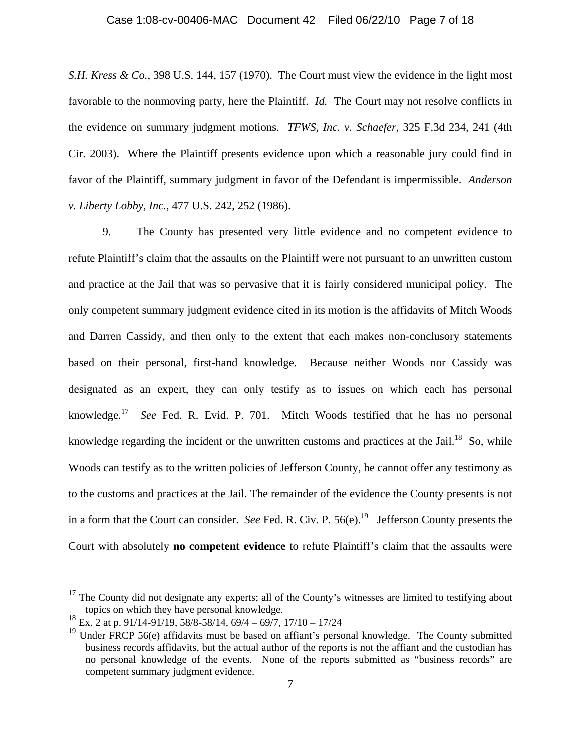*S.H. Kress & Co.*, 398 U.S. 144, 157 (1970). The Court must view the evidence in the light most favorable to the nonmoving party, here the Plaintiff. *Id.* The Court may not resolve conflicts in the evidence on summary judgment motions. *TFWS, Inc. v. Schaefer*, 325 F.3d 234, 241 (4th Cir. 2003). Where the Plaintiff presents evidence upon which a reasonable jury could find in favor of the Plaintiff, summary judgment in favor of the Defendant is impermissible. *Anderson v. Liberty Lobby, Inc.*, 477 U.S. 242, 252 (1986).

9. The County has presented very little evidence and no competent evidence to refute Plaintiff's claim that the assaults on the Plaintiff were not pursuant to an unwritten custom and practice at the Jail that was so pervasive that it is fairly considered municipal policy. The only competent summary judgment evidence cited in its motion is the affidavits of Mitch Woods and Darren Cassidy, and then only to the extent that each makes non-conclusory statements based on their personal, first-hand knowledge. Because neither Woods nor Cassidy was designated as an expert, they can only testify as to issues on which each has personal knowledge.[17] *See* Fed. R. Evid. P. 701. Mitch Woods testified that he has no personal knowledge regarding the incident or the unwritten customs and practices at the Jail.[18] So, while Woods can testify as to the written policies of Jefferson County, he cannot offer any testimony as to the customs and practices at the Jail. The remainder of the evidence the County presents is not in a form that the Court can consider. *See* Fed. R. Civ. P. 56(e).[19] Jefferson County presents the Court with absolutely **no competent evidence** to refute Plaintiff's claim that the assaults were

---

[17] The County did not designate any experts; all of the County's witnesses are limited to testifying about topics on which they have personal knowledge.

[18] Ex. 2 at p. 91/14-91/19, 58/8-58/14, 69/4 – 69/7, 17/10 – 17/24

[19] Under FRCP 56(e) affidavits must be based on affiant's personal knowledge. The County submitted business records affidavits, but the actual author of the reports is not the affiant and the custodian has no personal knowledge of the events. None of the reports submitted as "business records" are competent summary judgment evidence.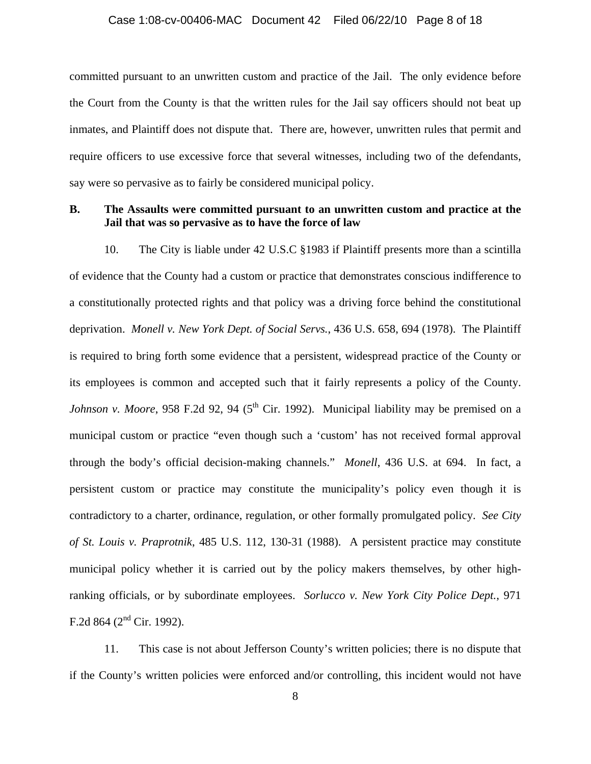committed pursuant to an unwritten custom and practice of the Jail. The only evidence before the Court from the County is that the written rules for the Jail say officers should not beat up inmates, and Plaintiff does not dispute that. There are, however, unwritten rules that permit and require officers to use excessive force that several witnesses, including two of the defendants, say were so pervasive as to fairly be considered municipal policy.

**B. The Assaults were committed pursuant to an unwritten custom and practice at the Jail that was so pervasive as to have the force of law**

10. The City is liable under 42 U.S.C §1983 if Plaintiff presents more than a scintilla of evidence that the County had a custom or practice that demonstrates conscious indifference to a constitutionally protected rights and that policy was a driving force behind the constitutional deprivation. *Monell v. New York Dept. of Social Servs.*, 436 U.S. 658, 694 (1978). The Plaintiff is required to bring forth some evidence that a persistent, widespread practice of the County or its employees is common and accepted such that it fairly represents a policy of the County. *Johnson v. Moore*, 958 F.2d 92, 94 (5th Cir. 1992). Municipal liability may be premised on a municipal custom or practice "even though such a 'custom' has not received formal approval through the body's official decision-making channels." *Monell*, 436 U.S. at 694. In fact, a persistent custom or practice may constitute the municipality's policy even though it is contradictory to a charter, ordinance, regulation, or other formally promulgated policy. *See City of St. Louis v. Praprotnik*, 485 U.S. 112, 130-31 (1988). A persistent practice may constitute municipal policy whether it is carried out by the policy makers themselves, by other high-ranking officials, or by subordinate employees. *Sorlucco v. New York City Police Dept.*, 971 F.2d 864 (2nd Cir. 1992).

11. This case is not about Jefferson County's written policies; there is no dispute that if the County's written policies were enforced and/or controlling, this incident would not have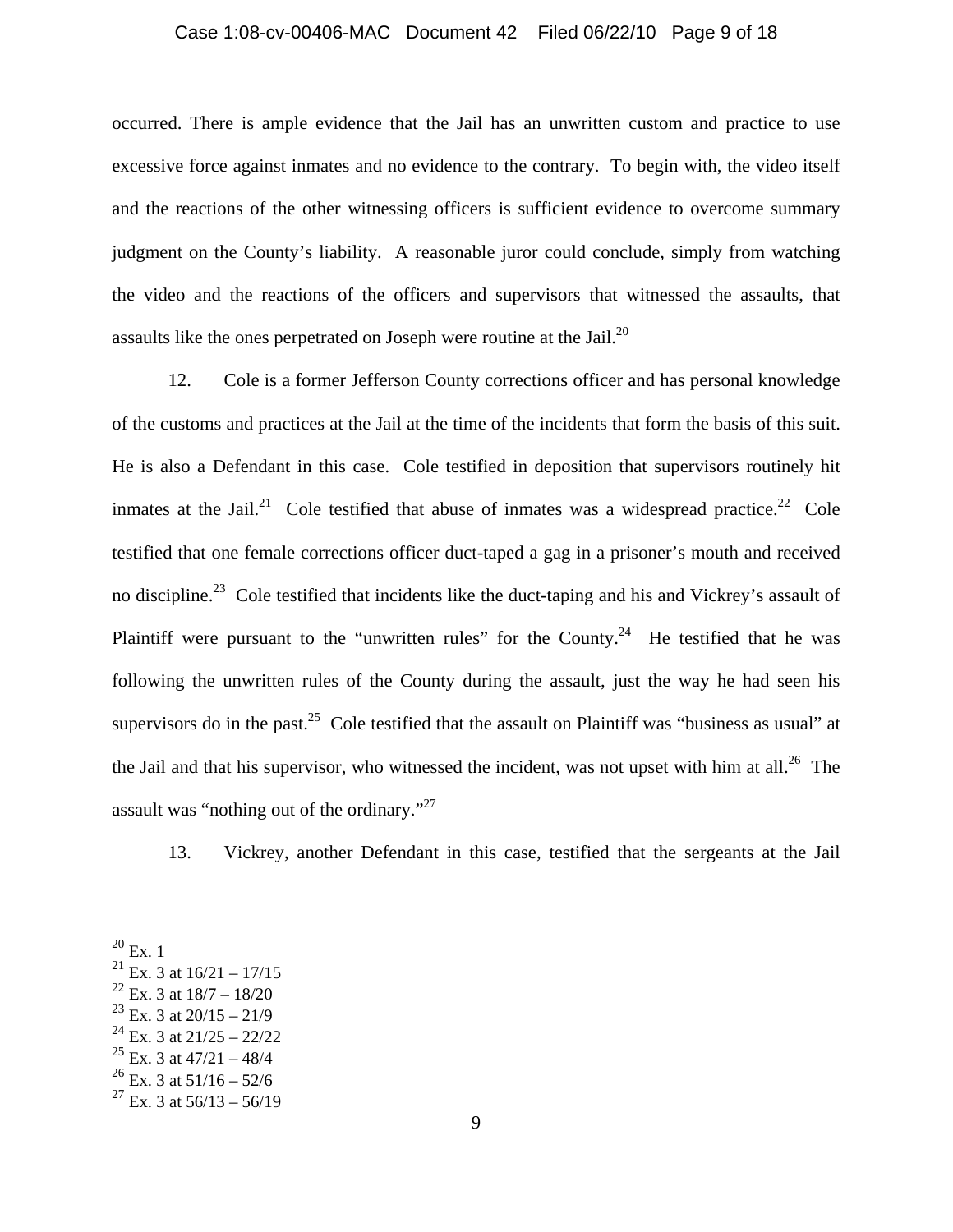occurred. There is ample evidence that the Jail has an unwritten custom and practice to use excessive force against inmates and no evidence to the contrary. To begin with, the video itself and the reactions of the other witnessing officers is sufficient evidence to overcome summary judgment on the County's liability. A reasonable juror could conclude, simply from watching the video and the reactions of the officers and supervisors that witnessed the assaults, that assaults like the ones perpetrated on Joseph were routine at the Jail.[20]

12. Cole is a former Jefferson County corrections officer and has personal knowledge of the customs and practices at the Jail at the time of the incidents that form the basis of this suit. He is also a Defendant in this case. Cole testified in deposition that supervisors routinely hit inmates at the Jail.[21] Cole testified that abuse of inmates was a widespread practice.[22] Cole testified that one female corrections officer duct-taped a gag in a prisoner's mouth and received no discipline.[23] Cole testified that incidents like the duct-taping and his and Vickrey's assault of Plaintiff were pursuant to the "unwritten rules" for the County.[24] He testified that he was following the unwritten rules of the County during the assault, just the way he had seen his supervisors do in the past.[25] Cole testified that the assault on Plaintiff was "business as usual" at the Jail and that his supervisor, who witnessed the incident, was not upset with him at all.[26] The assault was "nothing out of the ordinary."[27]

13. Vickrey, another Defendant in this case, testified that the sergeants at the Jail

---

[20] Ex. 1
[21] Ex. 3 at 16/21 – 17/15
[22] Ex. 3 at 18/7 – 18/20
[23] Ex. 3 at 20/15 – 21/9
[24] Ex. 3 at 21/25 – 22/22
[25] Ex. 3 at 47/21 – 48/4
[26] Ex. 3 at 51/16 – 52/6
[27] Ex. 3 at 56/13 – 56/19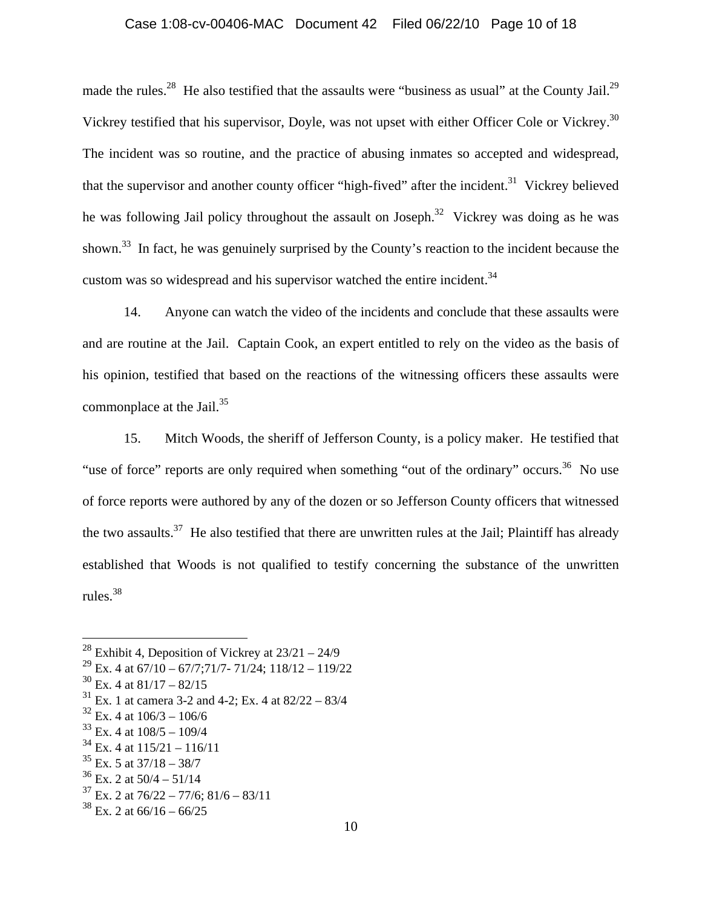made the rules.[28] He also testified that the assaults were "business as usual" at the County Jail.[29] Vickrey testified that his supervisor, Doyle, was not upset with either Officer Cole or Vickrey.[30] The incident was so routine, and the practice of abusing inmates so accepted and widespread, that the supervisor and another county officer "high-fived" after the incident.[31] Vickrey believed he was following Jail policy throughout the assault on Joseph.[32] Vickrey was doing as he was shown.[33] In fact, he was genuinely surprised by the County's reaction to the incident because the custom was so widespread and his supervisor watched the entire incident.[34]

14. Anyone can watch the video of the incidents and conclude that these assaults were and are routine at the Jail. Captain Cook, an expert entitled to rely on the video as the basis of his opinion, testified that based on the reactions of the witnessing officers these assaults were commonplace at the Jail.[35]

15. Mitch Woods, the sheriff of Jefferson County, is a policy maker. He testified that "use of force" reports are only required when something "out of the ordinary" occurs.[36] No use of force reports were authored by any of the dozen or so Jefferson County officers that witnessed the two assaults.[37] He also testified that there are unwritten rules at the Jail; Plaintiff has already established that Woods is not qualified to testify concerning the substance of the unwritten rules.[38]

---

[28] Exhibit 4, Deposition of Vickrey at 23/21 – 24/9

[29] Ex. 4 at 67/10 – 67/7;71/7- 71/24; 118/12 – 119/22

[30] Ex. 4 at 81/17 – 82/15

[31] Ex. 1 at camera 3-2 and 4-2; Ex. 4 at 82/22 – 83/4

[32] Ex. 4 at 106/3 – 106/6

[33] Ex. 4 at 108/5 – 109/4

[34] Ex. 4 at 115/21 – 116/11

[35] Ex. 5 at 37/18 – 38/7

[36] Ex. 2 at 50/4 – 51/14

[37] Ex. 2 at 76/22 – 77/6; 81/6 – 83/11

[38] Ex. 2 at 66/16 – 66/25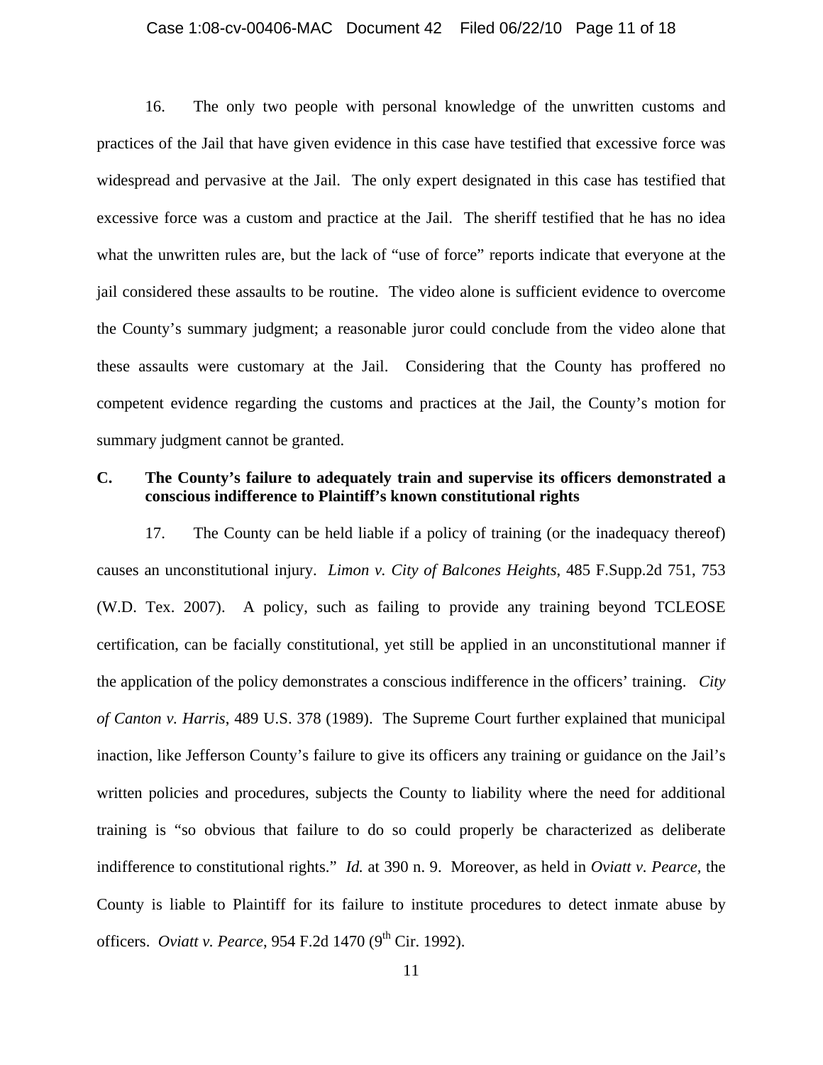16. The only two people with personal knowledge of the unwritten customs and practices of the Jail that have given evidence in this case have testified that excessive force was widespread and pervasive at the Jail. The only expert designated in this case has testified that excessive force was a custom and practice at the Jail. The sheriff testified that he has no idea what the unwritten rules are, but the lack of "use of force" reports indicate that everyone at the jail considered these assaults to be routine. The video alone is sufficient evidence to overcome the County's summary judgment; a reasonable juror could conclude from the video alone that these assaults were customary at the Jail. Considering that the County has proffered no competent evidence regarding the customs and practices at the Jail, the County's motion for summary judgment cannot be granted.

**C. The County's failure to adequately train and supervise its officers demonstrated a conscious indifference to Plaintiff's known constitutional rights**

17. The County can be held liable if a policy of training (or the inadequacy thereof) causes an unconstitutional injury. *Limon v. City of Balcones Heights*, 485 F.Supp.2d 751, 753 (W.D. Tex. 2007). A policy, such as failing to provide any training beyond TCLEOSE certification, can be facially constitutional, yet still be applied in an unconstitutional manner if the application of the policy demonstrates a conscious indifference in the officers' training. *City of Canton v. Harris*, 489 U.S. 378 (1989). The Supreme Court further explained that municipal inaction, like Jefferson County's failure to give its officers any training or guidance on the Jail's written policies and procedures, subjects the County to liability where the need for additional training is "so obvious that failure to do so could properly be characterized as deliberate indifference to constitutional rights." *Id.* at 390 n. 9. Moreover, as held in *Oviatt v. Pearce*, the County is liable to Plaintiff for its failure to institute procedures to detect inmate abuse by officers. *Oviatt v. Pearce*, 954 F.2d 1470 (9th Cir. 1992).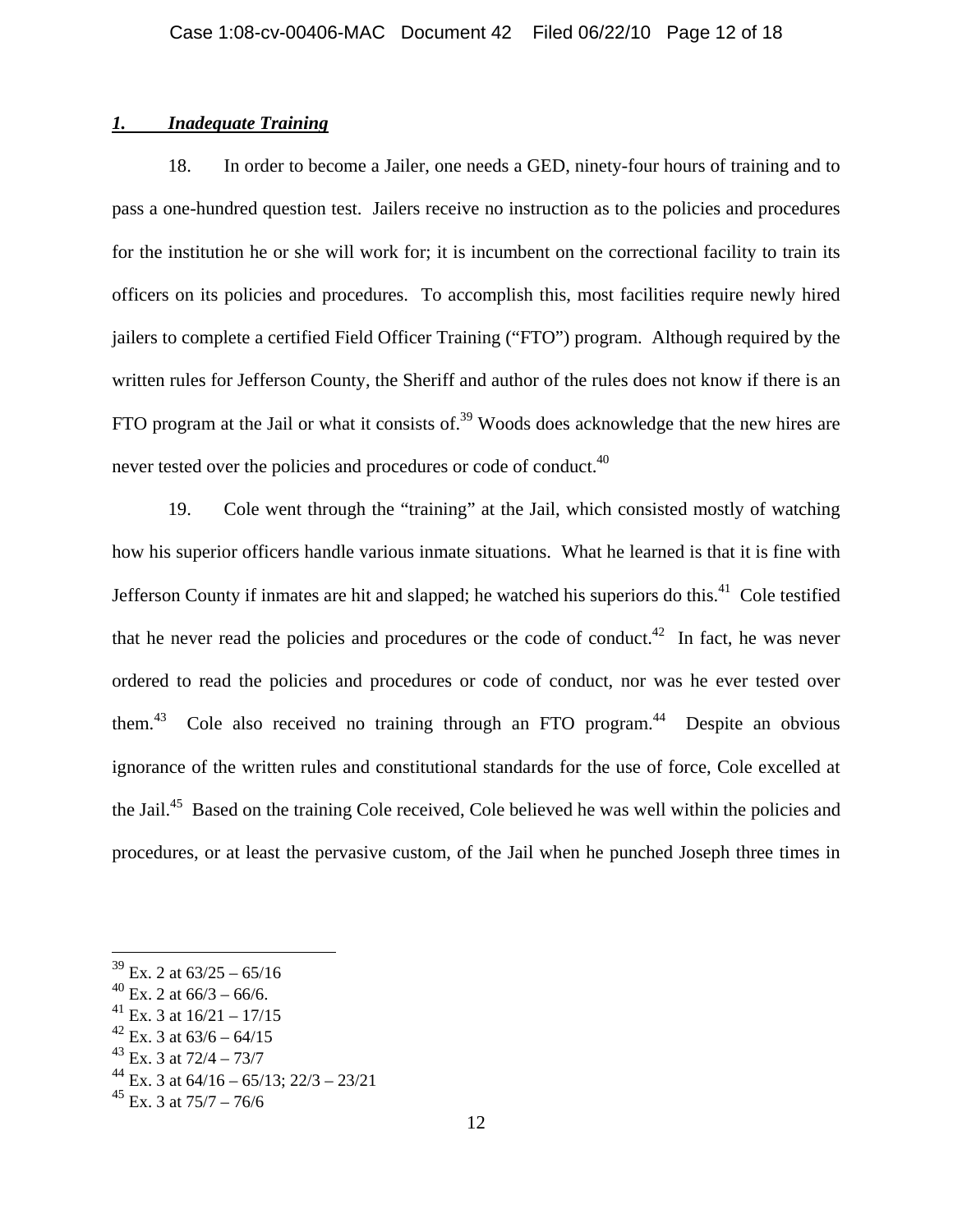### *1. Inadequate Training*

18. In order to become a Jailer, one needs a GED, ninety-four hours of training and to pass a one-hundred question test. Jailers receive no instruction as to the policies and procedures for the institution he or she will work for; it is incumbent on the correctional facility to train its officers on its policies and procedures. To accomplish this, most facilities require newly hired jailers to complete a certified Field Officer Training ("FTO") program. Although required by the written rules for Jefferson County, the Sheriff and author of the rules does not know if there is an FTO program at the Jail or what it consists of.[39] Woods does acknowledge that the new hires are never tested over the policies and procedures or code of conduct.[40]

19. Cole went through the "training" at the Jail, which consisted mostly of watching how his superior officers handle various inmate situations. What he learned is that it is fine with Jefferson County if inmates are hit and slapped; he watched his superiors do this.[41] Cole testified that he never read the policies and procedures or the code of conduct.[42] In fact, he was never ordered to read the policies and procedures or code of conduct, nor was he ever tested over them.[43] Cole also received no training through an FTO program.[44] Despite an obvious ignorance of the written rules and constitutional standards for the use of force, Cole excelled at the Jail.[45] Based on the training Cole received, Cole believed he was well within the policies and procedures, or at least the pervasive custom, of the Jail when he punched Joseph three times in

---

[39] Ex. 2 at 63/25 – 65/16

[40] Ex. 2 at 66/3 – 66/6.

[41] Ex. 3 at 16/21 – 17/15

[42] Ex. 3 at 63/6 – 64/15

[43] Ex. 3 at 72/4 – 73/7

[44] Ex. 3 at 64/16 – 65/13; 22/3 – 23/21

[45] Ex. 3 at 75/7 – 76/6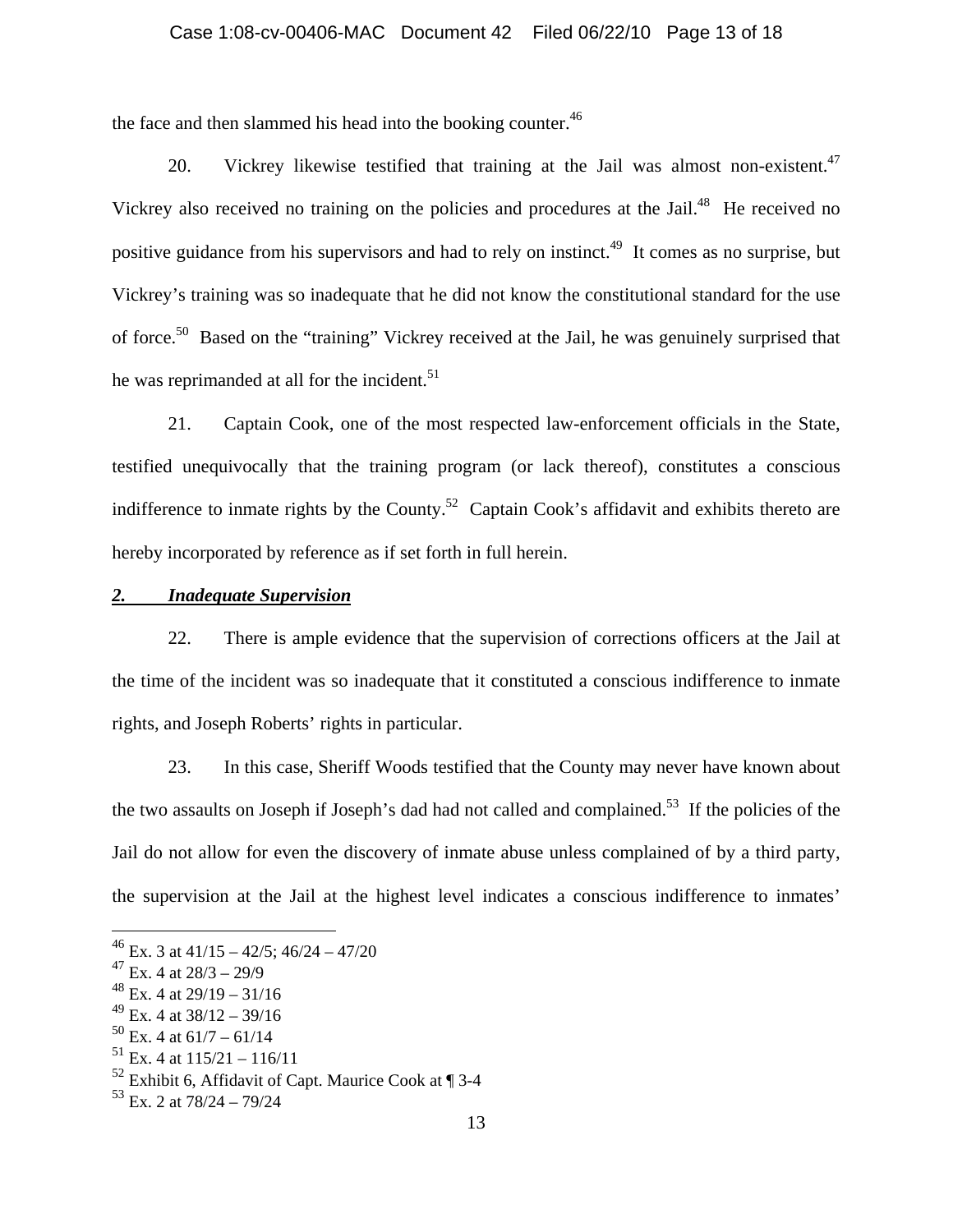the face and then slammed his head into the booking counter.[46]

20. Vickrey likewise testified that training at the Jail was almost non-existent.[47] Vickrey also received no training on the policies and procedures at the Jail.[48] He received no positive guidance from his supervisors and had to rely on instinct.[49] It comes as no surprise, but Vickrey's training was so inadequate that he did not know the constitutional standard for the use of force.[50] Based on the "training" Vickrey received at the Jail, he was genuinely surprised that he was reprimanded at all for the incident.[51]

21. Captain Cook, one of the most respected law-enforcement officials in the State, testified unequivocally that the training program (or lack thereof), constitutes a conscious indifference to inmate rights by the County.[52] Captain Cook's affidavit and exhibits thereto are hereby incorporated by reference as if set forth in full herein.

***2. Inadequate Supervision***

22. There is ample evidence that the supervision of corrections officers at the Jail at the time of the incident was so inadequate that it constituted a conscious indifference to inmate rights, and Joseph Roberts' rights in particular.

23. In this case, Sheriff Woods testified that the County may never have known about the two assaults on Joseph if Joseph's dad had not called and complained.[53] If the policies of the Jail do not allow for even the discovery of inmate abuse unless complained of by a third party, the supervision at the Jail at the highest level indicates a conscious indifference to inmates'

---

[46] Ex. 3 at 41/15 – 42/5; 46/24 – 47/20
[47] Ex. 4 at 28/3 – 29/9
[48] Ex. 4 at 29/19 – 31/16
[49] Ex. 4 at 38/12 – 39/16
[50] Ex. 4 at 61/7 – 61/14
[51] Ex. 4 at 115/21 – 116/11
[52] Exhibit 6, Affidavit of Capt. Maurice Cook at ¶ 3-4
[53] Ex. 2 at 78/24 – 79/24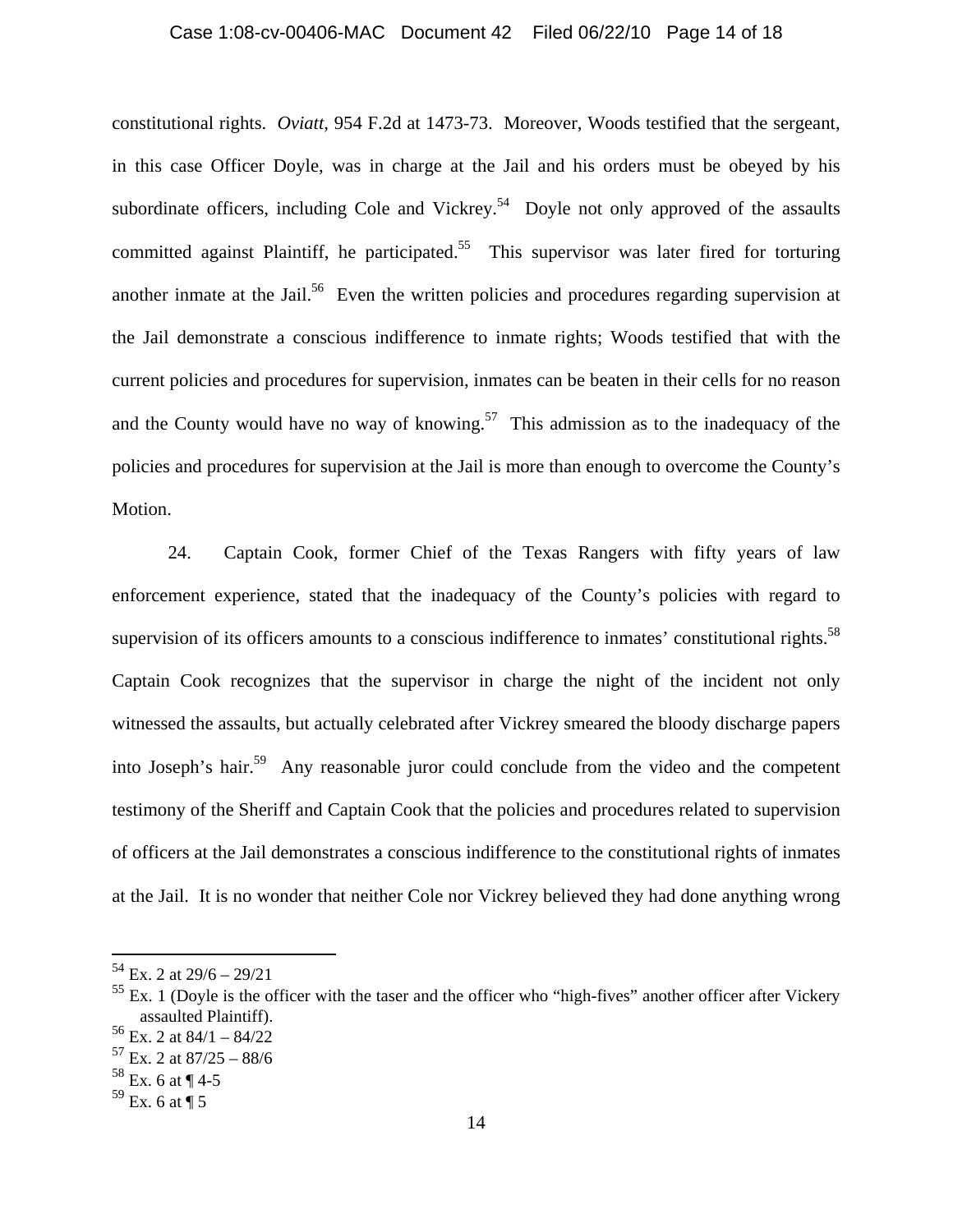constitutional rights. *Oviatt*, 954 F.2d at 1473-73. Moreover, Woods testified that the sergeant, in this case Officer Doyle, was in charge at the Jail and his orders must be obeyed by his subordinate officers, including Cole and Vickrey.[54] Doyle not only approved of the assaults committed against Plaintiff, he participated.[55] This supervisor was later fired for torturing another inmate at the Jail.[56] Even the written policies and procedures regarding supervision at the Jail demonstrate a conscious indifference to inmate rights; Woods testified that with the current policies and procedures for supervision, inmates can be beaten in their cells for no reason and the County would have no way of knowing.[57] This admission as to the inadequacy of the policies and procedures for supervision at the Jail is more than enough to overcome the County's Motion.

24. Captain Cook, former Chief of the Texas Rangers with fifty years of law enforcement experience, stated that the inadequacy of the County's policies with regard to supervision of its officers amounts to a conscious indifference to inmates' constitutional rights.[58] Captain Cook recognizes that the supervisor in charge the night of the incident not only witnessed the assaults, but actually celebrated after Vickrey smeared the bloody discharge papers into Joseph's hair.[59] Any reasonable juror could conclude from the video and the competent testimony of the Sheriff and Captain Cook that the policies and procedures related to supervision of officers at the Jail demonstrates a conscious indifference to the constitutional rights of inmates at the Jail. It is no wonder that neither Cole nor Vickrey believed they had done anything wrong

---

[54] Ex. 2 at 29/6 – 29/21

[55] Ex. 1 (Doyle is the officer with the taser and the officer who "high-fives" another officer after Vickery assaulted Plaintiff).

[56] Ex. 2 at 84/1 – 84/22

[57] Ex. 2 at 87/25 – 88/6

[58] Ex. 6 at ¶ 4-5

[59] Ex. 6 at ¶ 5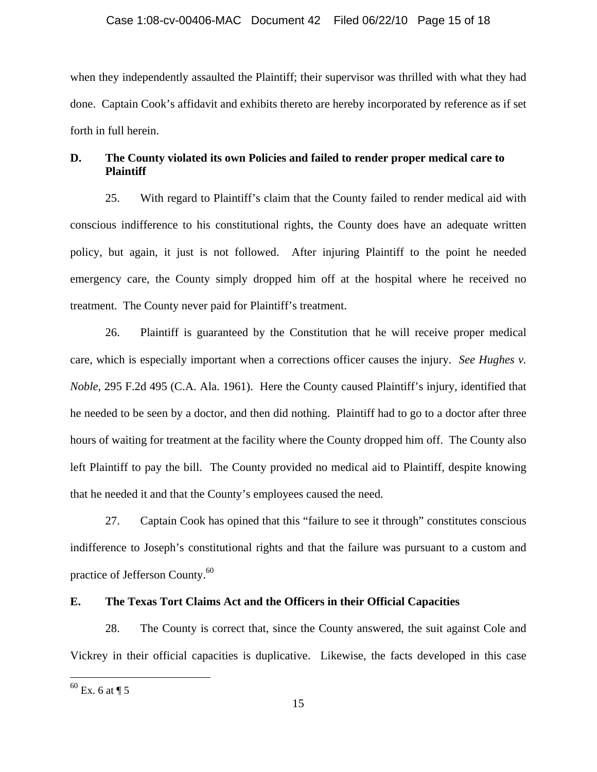when they independently assaulted the Plaintiff; their supervisor was thrilled with what they had done. Captain Cook's affidavit and exhibits thereto are hereby incorporated by reference as if set forth in full herein.

## D. The County violated its own Policies and failed to render proper medical care to Plaintiff

25. With regard to Plaintiff's claim that the County failed to render medical aid with conscious indifference to his constitutional rights, the County does have an adequate written policy, but again, it just is not followed. After injuring Plaintiff to the point he needed emergency care, the County simply dropped him off at the hospital where he received no treatment. The County never paid for Plaintiff's treatment.

26. Plaintiff is guaranteed by the Constitution that he will receive proper medical care, which is especially important when a corrections officer causes the injury. *See Hughes v. Noble*, 295 F.2d 495 (C.A. Ala. 1961). Here the County caused Plaintiff's injury, identified that he needed to be seen by a doctor, and then did nothing. Plaintiff had to go to a doctor after three hours of waiting for treatment at the facility where the County dropped him off. The County also left Plaintiff to pay the bill. The County provided no medical aid to Plaintiff, despite knowing that he needed it and that the County's employees caused the need.

27. Captain Cook has opined that this "failure to see it through" constitutes conscious indifference to Joseph's constitutional rights and that the failure was pursuant to a custom and practice of Jefferson County.[60]

## E. The Texas Tort Claims Act and the Officers in their Official Capacities

28. The County is correct that, since the County answered, the suit against Cole and Vickrey in their official capacities is duplicative. Likewise, the facts developed in this case

[60] Ex. 6 at ¶ 5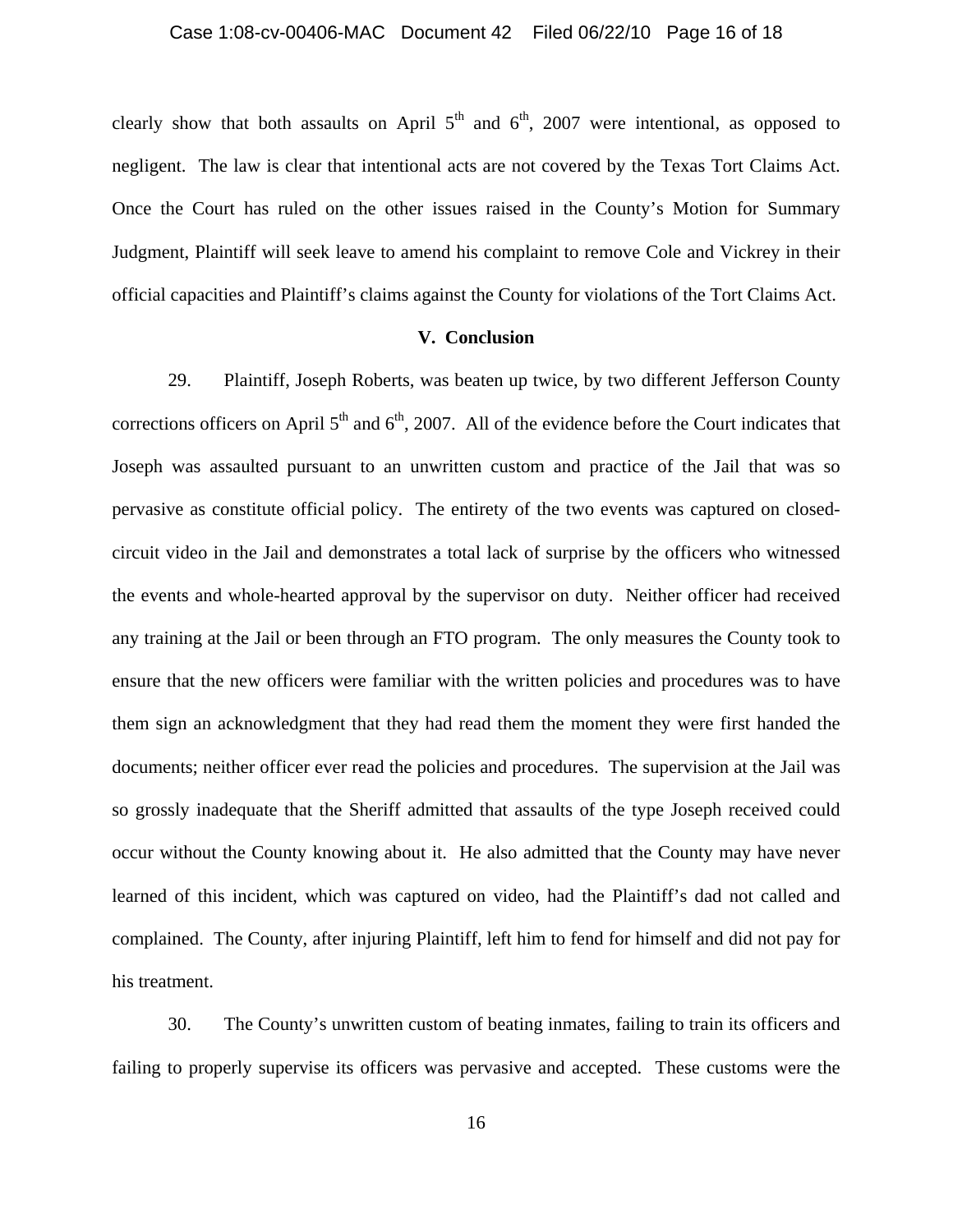clearly show that both assaults on April 5th and 6th, 2007 were intentional, as opposed to negligent. The law is clear that intentional acts are not covered by the Texas Tort Claims Act. Once the Court has ruled on the other issues raised in the County's Motion for Summary Judgment, Plaintiff will seek leave to amend his complaint to remove Cole and Vickrey in their official capacities and Plaintiff's claims against the County for violations of the Tort Claims Act.

## V. Conclusion

29. Plaintiff, Joseph Roberts, was beaten up twice, by two different Jefferson County corrections officers on April 5th and 6th, 2007. All of the evidence before the Court indicates that Joseph was assaulted pursuant to an unwritten custom and practice of the Jail that was so pervasive as constitute official policy. The entirety of the two events was captured on closed-circuit video in the Jail and demonstrates a total lack of surprise by the officers who witnessed the events and whole-hearted approval by the supervisor on duty. Neither officer had received any training at the Jail or been through an FTO program. The only measures the County took to ensure that the new officers were familiar with the written policies and procedures was to have them sign an acknowledgment that they had read them the moment they were first handed the documents; neither officer ever read the policies and procedures. The supervision at the Jail was so grossly inadequate that the Sheriff admitted that assaults of the type Joseph received could occur without the County knowing about it. He also admitted that the County may have never learned of this incident, which was captured on video, had the Plaintiff's dad not called and complained. The County, after injuring Plaintiff, left him to fend for himself and did not pay for his treatment.

30. The County's unwritten custom of beating inmates, failing to train its officers and failing to properly supervise its officers was pervasive and accepted. These customs were the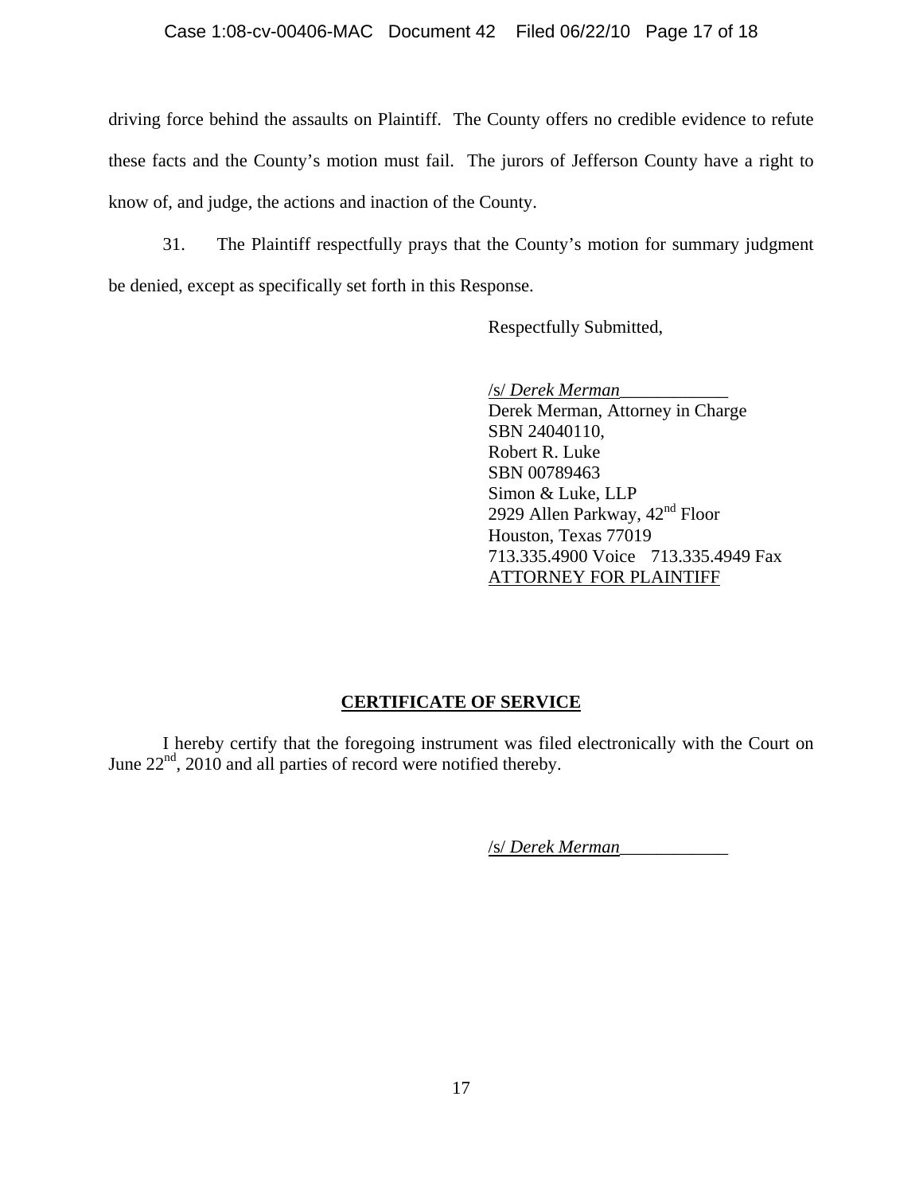driving force behind the assaults on Plaintiff. The County offers no credible evidence to refute these facts and the County's motion must fail. The jurors of Jefferson County have a right to know of, and judge, the actions and inaction of the County.

31. The Plaintiff respectfully prays that the County's motion for summary judgment be denied, except as specifically set forth in this Response.

Respectfully Submitted,

/s/ *Derek Merman*\_\_\_\_\_\_\_\_\_\_\_\_
Derek Merman, Attorney in Charge
SBN 24040110,
Robert R. Luke
SBN 00789463
Simon & Luke, LLP
2929 Allen Parkway, 42nd Floor
Houston, Texas 77019
713.335.4900 Voice 713.335.4949 Fax
ATTORNEY FOR PLAINTIFF

## CERTIFICATE OF SERVICE

I hereby certify that the foregoing instrument was filed electronically with the Court on June 22nd, 2010 and all parties of record were notified thereby.

/s/ *Derek Merman*\_\_\_\_\_\_\_\_\_\_\_\_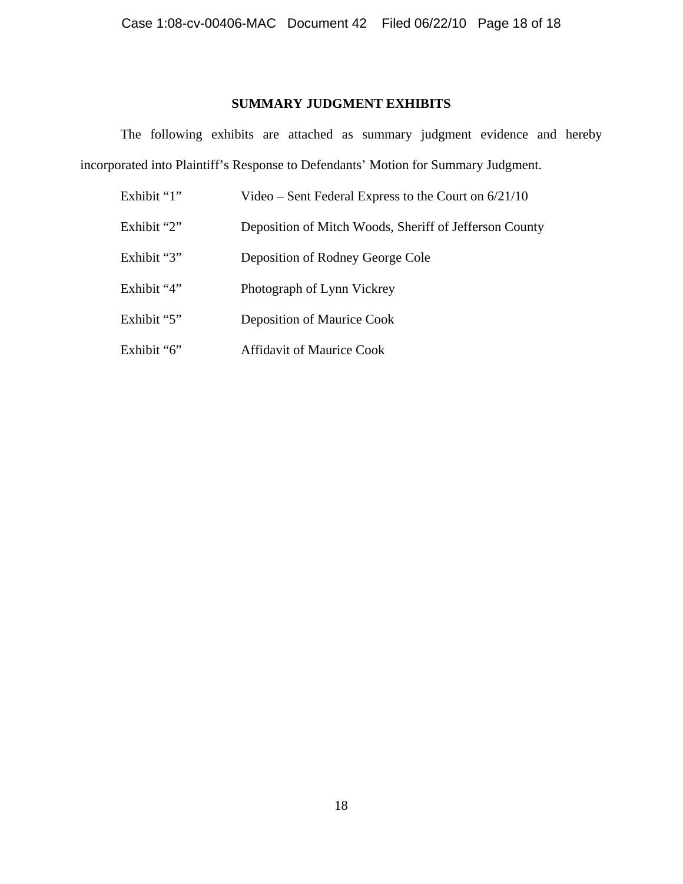**SUMMARY JUDGMENT EXHIBITS**

The following exhibits are attached as summary judgment evidence and hereby incorporated into Plaintiff's Response to Defendants' Motion for Summary Judgment.

| | |
|---|---|
| Exhibit "1" | Video – Sent Federal Express to the Court on 6/21/10 |
| Exhibit "2" | Deposition of Mitch Woods, Sheriff of Jefferson County |
| Exhibit "3" | Deposition of Rodney George Cole |
| Exhibit "4" | Photograph of Lynn Vickrey |
| Exhibit "5" | Deposition of Maurice Cook |
| Exhibit "6" | Affidavit of Maurice Cook |